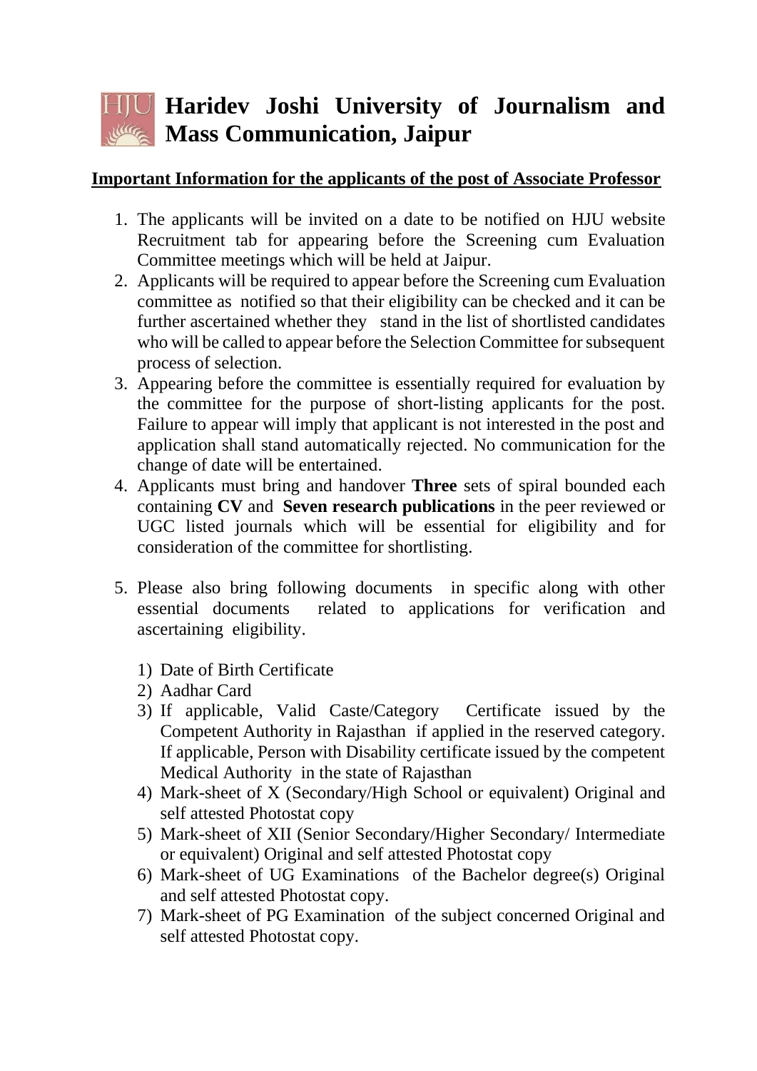# Haridev Joshi University of Journalism and Mass Communication, Jaipur

**Important Information for the applicants of the post of Associate Professor**

1. The applicants will be invited on a date to be notified on HJU website Recruitment tab for appearing before the Screening cum Evaluation Committee meetings which will be held at Jaipur.
2. Applicants will be required to appear before the Screening cum Evaluation committee as notified so that their eligibility can be checked and it can be further ascertained whether they stand in the list of shortlisted candidates who will be called to appear before the Selection Committee for subsequent process of selection.
3. Appearing before the committee is essentially required for evaluation by the committee for the purpose of short-listing applicants for the post. Failure to appear will imply that applicant is not interested in the post and application shall stand automatically rejected. No communication for the change of date will be entertained.
4. Applicants must bring and handover **Three** sets of spiral bounded each containing **CV** and **Seven research publications** in the peer reviewed or UGC listed journals which will be essential for eligibility and for consideration of the committee for shortlisting.
5. Please also bring following documents in specific along with other essential documents related to applications for verification and ascertaining eligibility.

   1) Date of Birth Certificate
   2) Aadhar Card
   3) If applicable, Valid Caste/Category Certificate issued by the Competent Authority in Rajasthan if applied in the reserved category. If applicable, Person with Disability certificate issued by the competent Medical Authority in the state of Rajasthan
   4) Mark-sheet of X (Secondary/High School or equivalent) Original and self attested Photostat copy
   5) Mark-sheet of XII (Senior Secondary/Higher Secondary/ Intermediate or equivalent) Original and self attested Photostat copy
   6) Mark-sheet of UG Examinations of the Bachelor degree(s) Original and self attested Photostat copy.
   7) Mark-sheet of PG Examination of the subject concerned Original and self attested Photostat copy.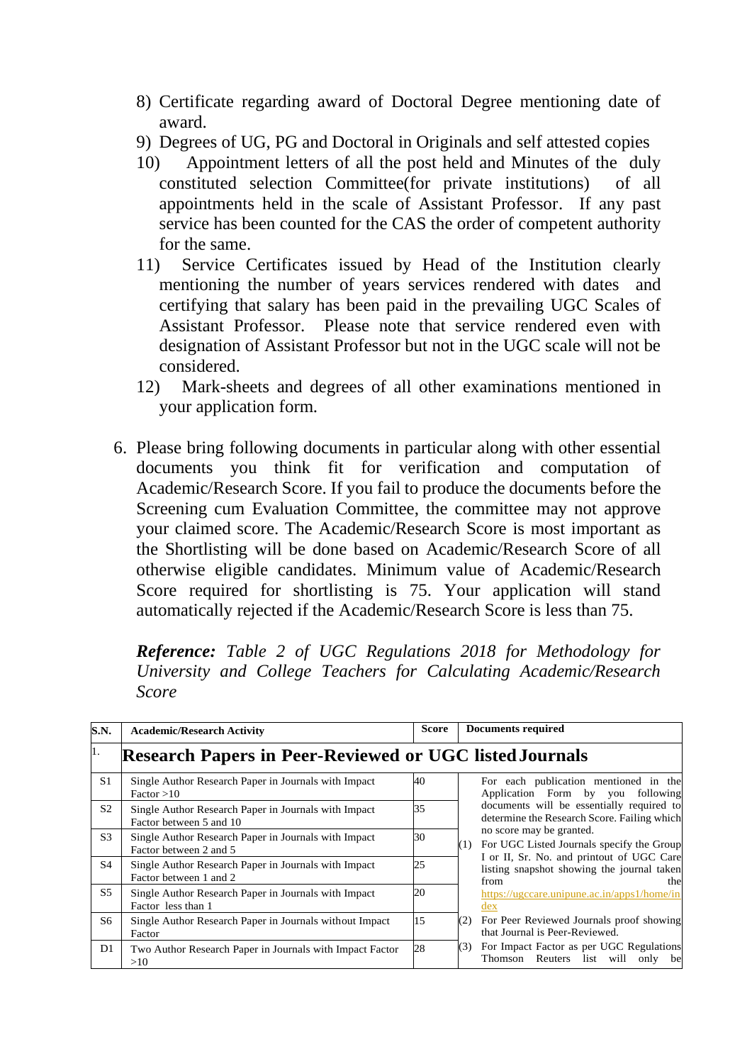8) Certificate regarding award of Doctoral Degree mentioning date of award.
9) Degrees of UG, PG and Doctoral in Originals and self attested copies
10) Appointment letters of all the post held and Minutes of the duly constituted selection Committee(for private institutions) of all appointments held in the scale of Assistant Professor. If any past service has been counted for the CAS the order of competent authority for the same.
11) Service Certificates issued by Head of the Institution clearly mentioning the number of years services rendered with dates and certifying that salary has been paid in the prevailing UGC Scales of Assistant Professor. Please note that service rendered even with designation of Assistant Professor but not in the UGC scale will not be considered.
12) Mark-sheets and degrees of all other examinations mentioned in your application form.

6. Please bring following documents in particular along with other essential documents you think fit for verification and computation of Academic/Research Score. If you fail to produce the documents before the Screening cum Evaluation Committee, the committee may not approve your claimed score. The Academic/Research Score is most important as the Shortlisting will be done based on Academic/Research Score of all otherwise eligible candidates. Minimum value of Academic/Research Score required for shortlisting is 75. Your application will stand automatically rejected if the Academic/Research Score is less than 75.

***Reference:*** *Table 2 of UGC Regulations 2018 for Methodology for University and College Teachers for Calculating Academic/Research Score*

| S.N. | Academic/Research Activity | Score | Documents required |
|---|---|---|---|
| 1. | **Research Papers in Peer-Reviewed or UGC listed Journals** | | |
| S1 | Single Author Research Paper in Journals with Impact Factor >10 | 40 | For each publication mentioned in the Application Form by you following documents will be essentially required to determine the Research Score. Failing which no score may be granted.<br>(1) For UGC Listed Journals specify the Group I or II, Sr. No. and printout of UGC Care listing snapshot showing the journal taken from the https://ugccare.unipune.ac.in/apps1/home/index<br>(2) For Peer Reviewed Journals proof showing that Journal is Peer-Reviewed.<br>(3) For Impact Factor as per UGC Regulations Thomson Reuters list will only be |
| S2 | Single Author Research Paper in Journals with Impact Factor between 5 and 10 | 35 | |
| S3 | Single Author Research Paper in Journals with Impact Factor between 2 and 5 | 30 | |
| S4 | Single Author Research Paper in Journals with Impact Factor between 1 and 2 | 25 | |
| S5 | Single Author Research Paper in Journals with Impact Factor less than 1 | 20 | |
| S6 | Single Author Research Paper in Journals without Impact Factor | 15 | |
| D1 | Two Author Research Paper in Journals with Impact Factor >10 | 28 | |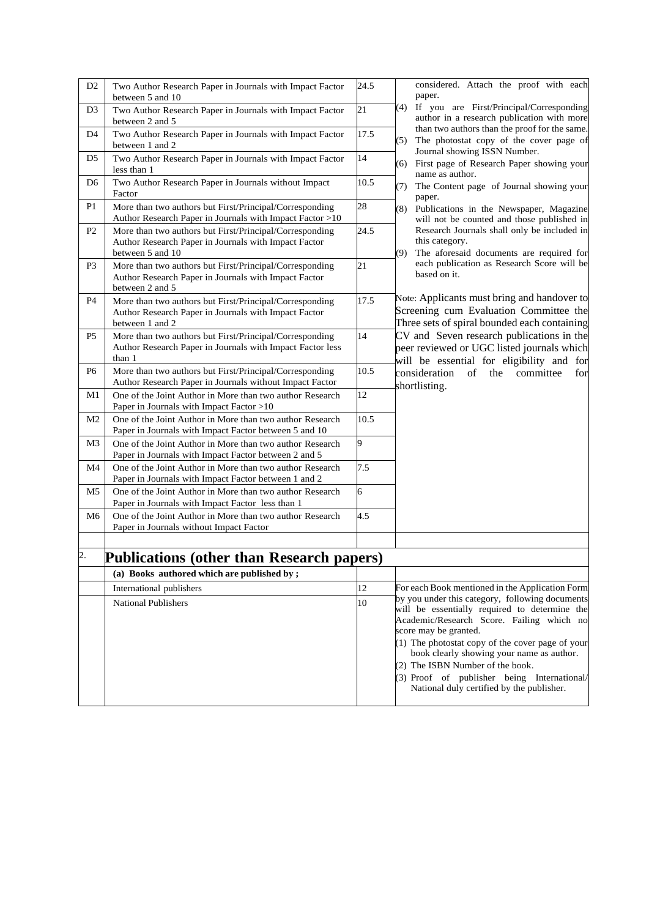| | | | |
|---|---|---|---|
| D2 | Two Author Research Paper in Journals with Impact Factor between 5 and 10 | 24.5 | considered. Attach the proof with each paper. |
| D3 | Two Author Research Paper in Journals with Impact Factor between 2 and 5 | 21 | (4) If you are First/Principal/Corresponding author in a research publication with more than two authors than the proof for the same. |
| D4 | Two Author Research Paper in Journals with Impact Factor between 1 and 2 | 17.5 | (5) The photostat copy of the cover page of Journal showing ISSN Number. |
| D5 | Two Author Research Paper in Journals with Impact Factor less than 1 | 14 | (6) First page of Research Paper showing your name as author. |
| D6 | Two Author Research Paper in Journals without Impact Factor | 10.5 | (7) The Content page of Journal showing your paper. |
| P1 | More than two authors but First/Principal/Corresponding Author Research Paper in Journals with Impact Factor >10 | 28 | (8) Publications in the Newspaper, Magazine will not be counted and those published in Research Journals shall only be included in this category. |
| P2 | More than two authors but First/Principal/Corresponding Author Research Paper in Journals with Impact Factor between 5 and 10 | 24.5 | (9) The aforesaid documents are required for each publication as Research Score will be based on it. |
| P3 | More than two authors but First/Principal/Corresponding Author Research Paper in Journals with Impact Factor between 2 and 5 | 21 | |
| P4 | More than two authors but First/Principal/Corresponding Author Research Paper in Journals with Impact Factor between 1 and 2 | 17.5 | Note: Applicants must bring and handover to Screening cum Evaluation Committee the Three sets of spiral bounded each containing CV and Seven research publications in the peer reviewed or UGC listed journals which will be essential for eligibility and for consideration of the committee for shortlisting. |
| P5 | More than two authors but First/Principal/Corresponding Author Research Paper in Journals with Impact Factor less than 1 | 14 | |
| P6 | More than two authors but First/Principal/Corresponding Author Research Paper in Journals without Impact Factor | 10.5 | |
| M1 | One of the Joint Author in More than two author Research Paper in Journals with Impact Factor >10 | 12 | |
| M2 | One of the Joint Author in More than two author Research Paper in Journals with Impact Factor between 5 and 10 | 10.5 | |
| M3 | One of the Joint Author in More than two author Research Paper in Journals with Impact Factor between 2 and 5 | 9 | |
| M4 | One of the Joint Author in More than two author Research Paper in Journals with Impact Factor between 1 and 2 | 7.5 | |
| M5 | One of the Joint Author in More than two author Research Paper in Journals with Impact Factor less than 1 | 6 | |
| M6 | One of the Joint Author in More than two author Research Paper in Journals without Impact Factor | 4.5 | |
| | | | |
| 2. | **Publications (other than Research papers)** | | |
| | **(a) Books authored which are published by ;** | | |
| | International publishers | 12 | For each Book mentioned in the Application Form by you under this category, following documents will be essentially required to determine the Academic/Research Score. Failing which no score may be granted.<br>(1) The photostat copy of the cover page of your book clearly showing your name as author.<br>(2) The ISBN Number of the book.<br>(3) Proof of publisher being International/ National duly certified by the publisher. |
| | National Publishers | 10 | |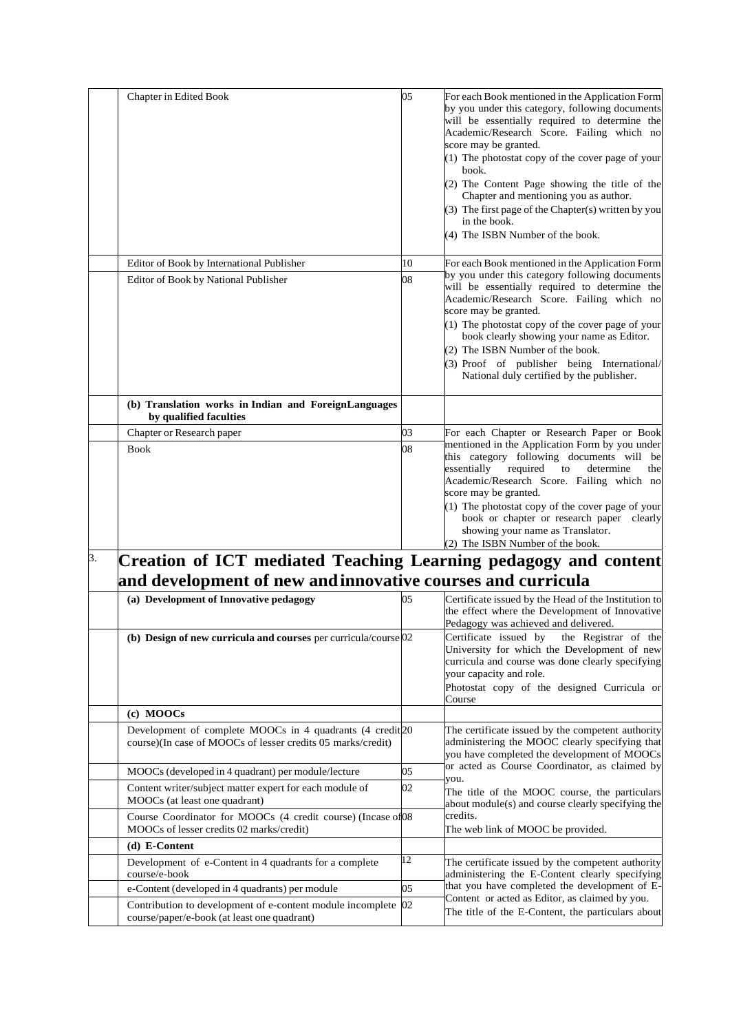| | | | |
|---|---|---|---|
| | Chapter in Edited Book | 05 | For each Book mentioned in the Application Form by you under this category, following documents will be essentially required to determine the Academic/Research Score. Failing which no score may be granted.<br>(1) The photostat copy of the cover page of your book.<br>(2) The Content Page showing the title of the Chapter and mentioning you as author.<br>(3) The first page of the Chapter(s) written by you in the book.<br>(4) The ISBN Number of the book. |
| | Editor of Book by International Publisher | 10 | For each Book mentioned in the Application Form by you under this category following documents will be essentially required to determine the Academic/Research Score. Failing which no score may be granted.<br>(1) The photostat copy of the cover page of your book clearly showing your name as Editor.<br>(2) The ISBN Number of the book.<br>(3) Proof of publisher being International/ National duly certified by the publisher. |
| | Editor of Book by National Publisher | 08 | |
| | **(b) Translation works in Indian and ForeignLanguages by qualified faculties** | | |
| | Chapter or Research paper | 03 | For each Chapter or Research Paper or Book mentioned in the Application Form by you under this category following documents will be essentially required to determine the Academic/Research Score. Failing which no score may be granted.<br>(1) The photostat copy of the cover page of your book or chapter or research paper clearly showing your name as Translator.<br>(2) The ISBN Number of the book. |
| | Book | 08 | |
| 3. | **Creation of ICT mediated Teaching Learning pedagogy and content and development of new and innovative courses and curricula** | | |
| | **(a) Development of Innovative pedagogy** | 05 | Certificate issued by the Head of the Institution to the effect where the Development of Innovative Pedagogy was achieved and delivered. |
| | **(b) Design of new curricula and courses** per curricula/course | 02 | Certificate issued by the Registrar of the University for which the Development of new curricula and course was done clearly specifying your capacity and role.<br>Photostat copy of the designed Curricula or Course |
| | **(c) MOOCs** | | |
| | Development of complete MOOCs in 4 quadrants (4 credit course)(In case of MOOCs of lesser credits 05 marks/credit) | 20 | The certificate issued by the competent authority administering the MOOC clearly specifying that you have completed the development of MOOCs or acted as Course Coordinator, as claimed by you.<br>The title of the MOOC course, the particulars about module(s) and course clearly specifying the credits.<br>The web link of MOOC be provided. |
| | MOOCs (developed in 4 quadrant) per module/lecture | 05 | |
| | Content writer/subject matter expert for each module of MOOCs (at least one quadrant) | 02 | |
| | Course Coordinator for MOOCs (4 credit course) (Incase of MOOCs of lesser credits 02 marks/credit) | 08 | |
| | **(d) E-Content** | | |
| | Development of e-Content in 4 quadrants for a complete course/e-book | 12 | The certificate issued by the competent authority administering the E-Content clearly specifying that you have completed the development of E-Content or acted as Editor, as claimed by you.<br>The title of the E-Content, the particulars about |
| | e-Content (developed in 4 quadrants) per module | 05 | |
| | Contribution to development of e-content module incomplete course/paper/e-book (at least one quadrant) | 02 | |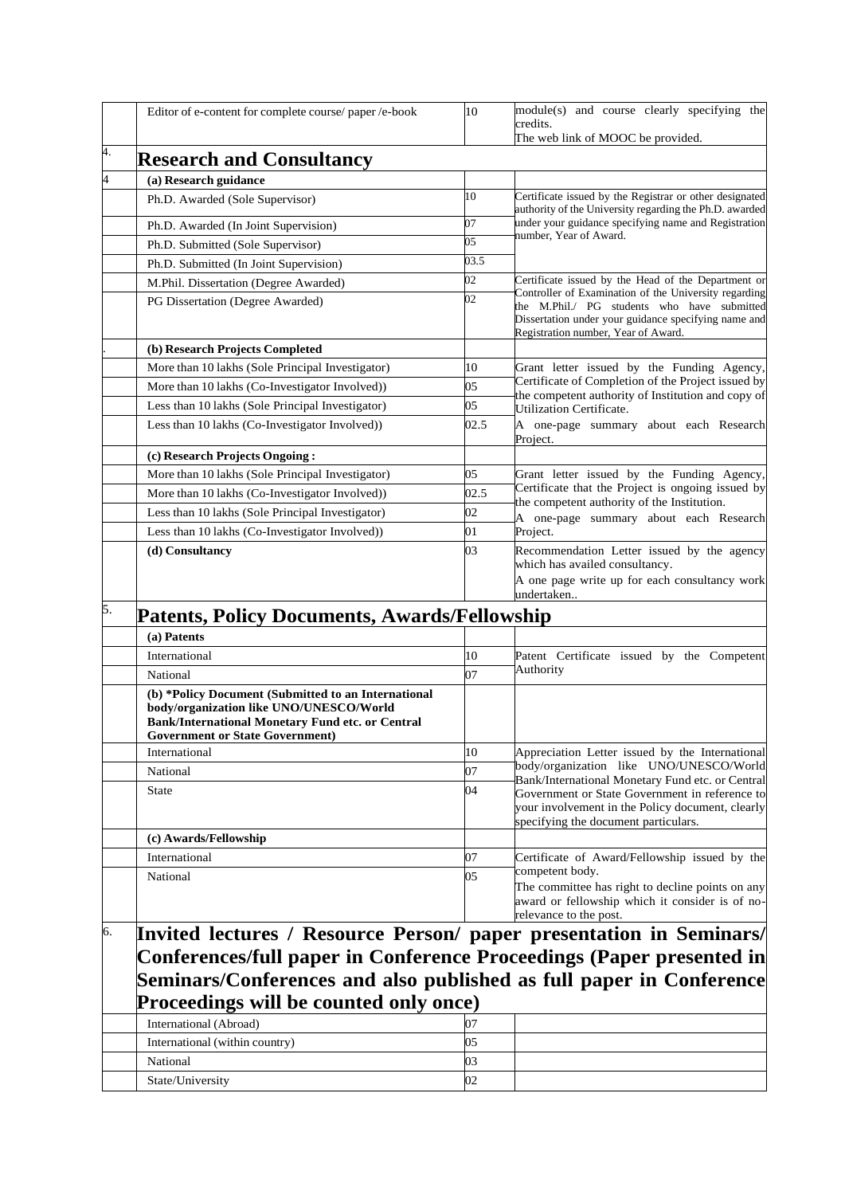| | | | |
|---|---|---|---|
| | Editor of e-content for complete course/ paper /e-book | 10 | module(s) and course clearly specifying the credits. The web link of MOOC be provided. |
| 4. | **Research and Consultancy** | | |
| 4 | **(a) Research guidance** | | |
| | Ph.D. Awarded (Sole Supervisor) | 10 | Certificate issued by the Registrar or other designated authority of the University regarding the Ph.D. awarded under your guidance specifying name and Registration number, Year of Award. |
| | Ph.D. Awarded (In Joint Supervision) | 07 | |
| | Ph.D. Submitted (Sole Supervisor) | 05 | |
| | Ph.D. Submitted (In Joint Supervision) | 03.5 | |
| | M.Phil. Dissertation (Degree Awarded) | 02 | Certificate issued by the Head of the Department or Controller of Examination of the University regarding the M.Phil./ PG students who have submitted Dissertation under your guidance specifying name and Registration number, Year of Award. |
| | PG Dissertation (Degree Awarded) | 02 | |
| . | **(b) Research Projects Completed** | | |
| | More than 10 lakhs (Sole Principal Investigator) | 10 | Grant letter issued by the Funding Agency, Certificate of Completion of the Project issued by the competent authority of Institution and copy of Utilization Certificate. A one-page summary about each Research Project. |
| | More than 10 lakhs (Co-Investigator Involved)) | 05 | |
| | Less than 10 lakhs (Sole Principal Investigator) | 05 | |
| | Less than 10 lakhs (Co-Investigator Involved)) | 02.5 | |
| | **(c) Research Projects Ongoing :** | | |
| | More than 10 lakhs (Sole Principal Investigator) | 05 | Grant letter issued by the Funding Agency, Certificate that the Project is ongoing issued by the competent authority of the Institution. A one-page summary about each Research Project. |
| | More than 10 lakhs (Co-Investigator Involved)) | 02.5 | |
| | Less than 10 lakhs (Sole Principal Investigator) | 02 | |
| | Less than 10 lakhs (Co-Investigator Involved)) | 01 | |
| | **(d) Consultancy** | 03 | Recommendation Letter issued by the agency which has availed consultancy. A one page write up for each consultancy work undertaken.. |
| 5. | **Patents, Policy Documents, Awards/Fellowship** | | |
| | **(a) Patents** | | |
| | International | 10 | Patent Certificate issued by the Competent Authority |
| | National | 07 | |
| | **(b) *Policy Document (Submitted to an International body/organization like UNO/UNESCO/World Bank/International Monetary Fund etc. or Central Government or State Government)** | | |
| | International | 10 | Appreciation Letter issued by the International body/organization like UNO/UNESCO/World Bank/International Monetary Fund etc. or Central Government or State Government in reference to your involvement in the Policy document, clearly specifying the document particulars. |
| | National | 07 | |
| | State | 04 | |
| | **(c) Awards/Fellowship** | | |
| | International | 07 | Certificate of Award/Fellowship issued by the competent body. The committee has right to decline points on any award or fellowship which it consider is of no-relevance to the post. |
| | National | 05 | |
| 6. | **Invited lectures / Resource Person/ paper presentation in Seminars/ Conferences/full paper in Conference Proceedings (Paper presented in Seminars/Conferences and also published as full paper in Conference Proceedings will be counted only once)** | | |
| | International (Abroad) | 07 | |
| | International (within country) | 05 | |
| | National | 03 | |
| | State/University | 02 | |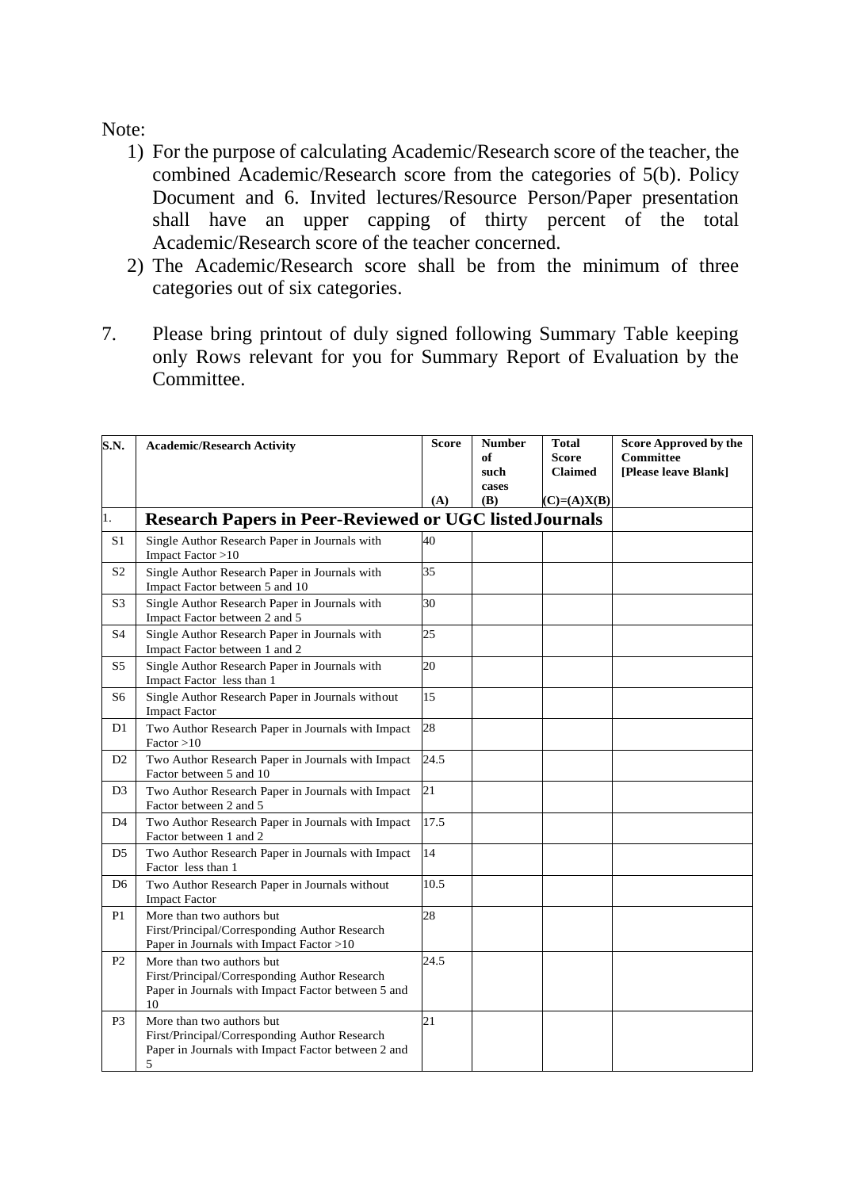Note:

1) For the purpose of calculating Academic/Research score of the teacher, the combined Academic/Research score from the categories of 5(b). Policy Document and 6. Invited lectures/Resource Person/Paper presentation shall have an upper capping of thirty percent of the total Academic/Research score of the teacher concerned.
2) The Academic/Research score shall be from the minimum of three categories out of six categories.

7. Please bring printout of duly signed following Summary Table keeping only Rows relevant for you for Summary Report of Evaluation by the Committee.

| S.N. | Academic/Research Activity | Score (A) | Number of such cases (B) | Total Score Claimed (C)=(A)X(B) | Score Approved by the Committee [Please leave Blank] |
|---|---|---|---|---|---|
| 1. | **Research Papers in Peer-Reviewed or UGC listed Journals** | | | | |
| S1 | Single Author Research Paper in Journals with Impact Factor >10 | 40 | | | |
| S2 | Single Author Research Paper in Journals with Impact Factor between 5 and 10 | 35 | | | |
| S3 | Single Author Research Paper in Journals with Impact Factor between 2 and 5 | 30 | | | |
| S4 | Single Author Research Paper in Journals with Impact Factor between 1 and 2 | 25 | | | |
| S5 | Single Author Research Paper in Journals with Impact Factor less than 1 | 20 | | | |
| S6 | Single Author Research Paper in Journals without Impact Factor | 15 | | | |
| D1 | Two Author Research Paper in Journals with Impact Factor >10 | 28 | | | |
| D2 | Two Author Research Paper in Journals with Impact Factor between 5 and 10 | 24.5 | | | |
| D3 | Two Author Research Paper in Journals with Impact Factor between 2 and 5 | 21 | | | |
| D4 | Two Author Research Paper in Journals with Impact Factor between 1 and 2 | 17.5 | | | |
| D5 | Two Author Research Paper in Journals with Impact Factor less than 1 | 14 | | | |
| D6 | Two Author Research Paper in Journals without Impact Factor | 10.5 | | | |
| P1 | More than two authors but First/Principal/Corresponding Author Research Paper in Journals with Impact Factor >10 | 28 | | | |
| P2 | More than two authors but First/Principal/Corresponding Author Research Paper in Journals with Impact Factor between 5 and 10 | 24.5 | | | |
| P3 | More than two authors but First/Principal/Corresponding Author Research Paper in Journals with Impact Factor between 2 and 5 | 21 | | | |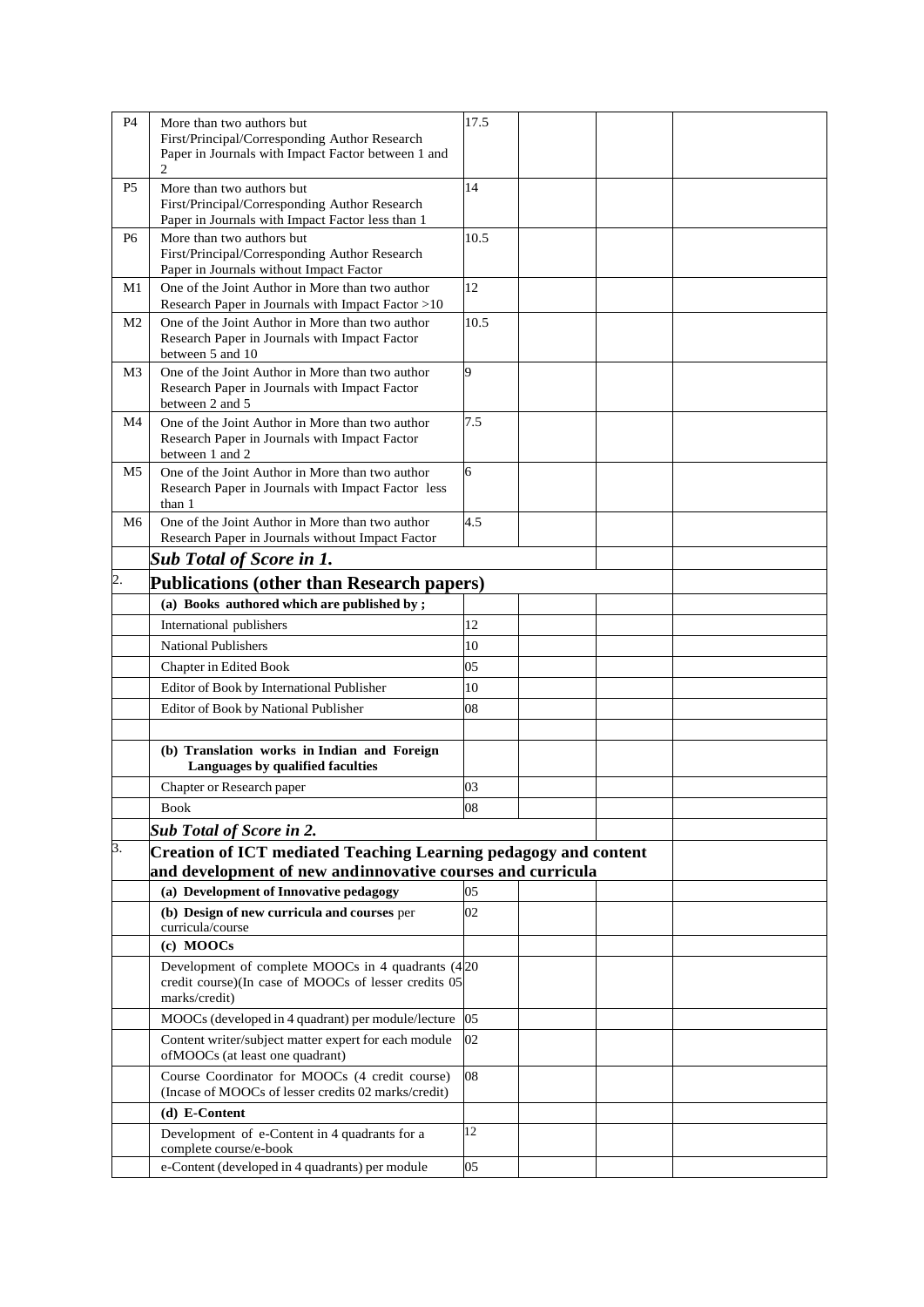| | | | | | |
|---|---|---|---|---|---|
| P4 | More than two authors but First/Principal/Corresponding Author Research Paper in Journals with Impact Factor between 1 and 2 | 17.5 | | | |
| P5 | More than two authors but First/Principal/Corresponding Author Research Paper in Journals with Impact Factor less than 1 | 14 | | | |
| P6 | More than two authors but First/Principal/Corresponding Author Research Paper in Journals without Impact Factor | 10.5 | | | |
| M1 | One of the Joint Author in More than two author Research Paper in Journals with Impact Factor >10 | 12 | | | |
| M2 | One of the Joint Author in More than two author Research Paper in Journals with Impact Factor between 5 and 10 | 10.5 | | | |
| M3 | One of the Joint Author in More than two author Research Paper in Journals with Impact Factor between 2 and 5 | 9 | | | |
| M4 | One of the Joint Author in More than two author Research Paper in Journals with Impact Factor between 1 and 2 | 7.5 | | | |
| M5 | One of the Joint Author in More than two author Research Paper in Journals with Impact Factor less than 1 | 6 | | | |
| M6 | One of the Joint Author in More than two author Research Paper in Journals without Impact Factor | 4.5 | | | |
| | ***Sub Total of Score in 1.*** | | | | |
| 2. | **Publications (other than Research papers)** | | | | |
| | **(a) Books authored which are published by ;** | | | | |
| | International publishers | 12 | | | |
| | National Publishers | 10 | | | |
| | Chapter in Edited Book | 05 | | | |
| | Editor of Book by International Publisher | 10 | | | |
| | Editor of Book by National Publisher | 08 | | | |
| | | | | | |
| | **(b) Translation works in Indian and Foreign Languages by qualified faculties** | | | | |
| | Chapter or Research paper | 03 | | | |
| | Book | 08 | | | |
| | ***Sub Total of Score in 2.*** | | | | |
| 3. | **Creation of ICT mediated Teaching Learning pedagogy and content and development of new andinnovative courses and curricula** | | | | |
| | **(a) Development of Innovative pedagogy** | 05 | | | |
| | **(b) Design of new curricula and courses** per curricula/course | 02 | | | |
| | **(c) MOOCs** | | | | |
| | Development of complete MOOCs in 4 quadrants (4 credit course)(In case of MOOCs of lesser credits 05 marks/credit) | 20 | | | |
| | MOOCs (developed in 4 quadrant) per module/lecture | 05 | | | |
| | Content writer/subject matter expert for each module ofMOOCs (at least one quadrant) | 02 | | | |
| | Course Coordinator for MOOCs (4 credit course) (Incase of MOOCs of lesser credits 02 marks/credit) | 08 | | | |
| | **(d) E-Content** | | | | |
| | Development of e-Content in 4 quadrants for a complete course/e-book | 12 | | | |
| | e-Content (developed in 4 quadrants) per module | 05 | | | |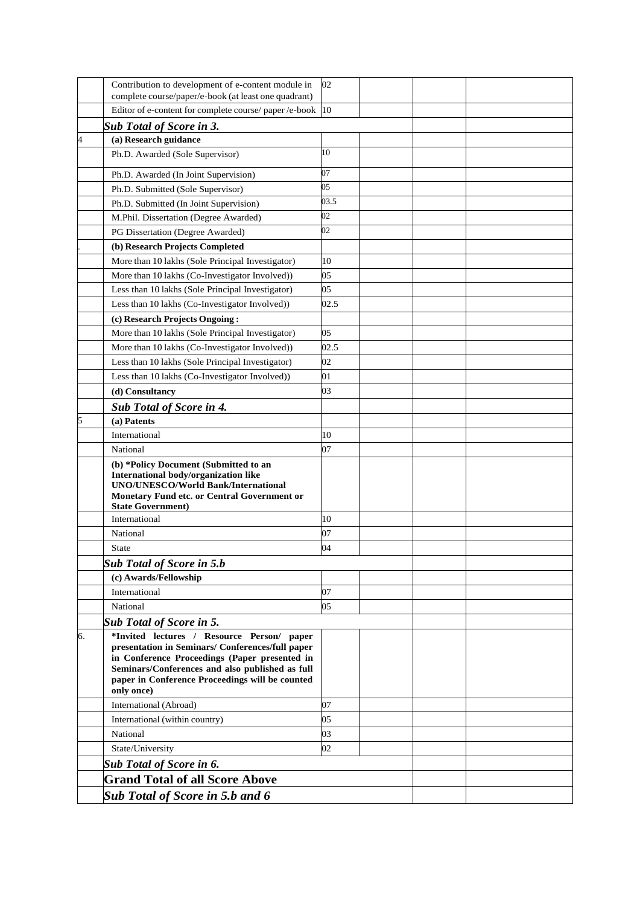| | | | | | |
|---|---|---|---|---|---|
| | Contribution to development of e-content module in complete course/paper/e-book (at least one quadrant) | 02 | | | |
| | Editor of e-content for complete course/ paper /e-book | 10 | | | |
| | ***Sub Total of Score in 3.*** | | | | |
| 4 | **(a) Research guidance** | | | | |
| | Ph.D. Awarded (Sole Supervisor) | 10 | | | |
| | Ph.D. Awarded (In Joint Supervision) | 07 | | | |
| | Ph.D. Submitted (Sole Supervisor) | 05 | | | |
| | Ph.D. Submitted (In Joint Supervision) | 03.5 | | | |
| | M.Phil. Dissertation (Degree Awarded) | 02 | | | |
| | PG Dissertation (Degree Awarded) | 02 | | | |
| . | **(b) Research Projects Completed** | | | | |
| | More than 10 lakhs (Sole Principal Investigator) | 10 | | | |
| | More than 10 lakhs (Co-Investigator Involved)) | 05 | | | |
| | Less than 10 lakhs (Sole Principal Investigator) | 05 | | | |
| | Less than 10 lakhs (Co-Investigator Involved)) | 02.5 | | | |
| | **(c) Research Projects Ongoing :** | | | | |
| | More than 10 lakhs (Sole Principal Investigator) | 05 | | | |
| | More than 10 lakhs (Co-Investigator Involved)) | 02.5 | | | |
| | Less than 10 lakhs (Sole Principal Investigator) | 02 | | | |
| | Less than 10 lakhs (Co-Investigator Involved)) | 01 | | | |
| | **(d) Consultancy** | 03 | | | |
| | ***Sub Total of Score in 4.*** | | | | |
| 5 | **(a) Patents** | | | | |
| | International | 10 | | | |
| | National | 07 | | | |
| | **(b) *Policy Document (Submitted to an International body/organization like UNO/UNESCO/World Bank/International Monetary Fund etc. or Central Government or State Government)** | | | | |
| | International | 10 | | | |
| | National | 07 | | | |
| | State | 04 | | | |
| | ***Sub Total of Score in 5.b*** | | | | |
| | **(c) Awards/Fellowship** | | | | |
| | International | 07 | | | |
| | National | 05 | | | |
| | ***Sub Total of Score in 5.*** | | | | |
| 6. | **\*Invited lectures / Resource Person/ paper presentation in Seminars/ Conferences/full paper in Conference Proceedings (Paper presented in Seminars/Conferences and also published as full paper in Conference Proceedings will be counted only once)** | | | | |
| | International (Abroad) | 07 | | | |
| | International (within country) | 05 | | | |
| | National | 03 | | | |
| | State/University | 02 | | | |
| | ***Sub Total of Score in 6.*** | | | | |
| | **Grand Total of all Score Above** | | | | |
| | ***Sub Total of Score in 5.b and 6*** | | | | |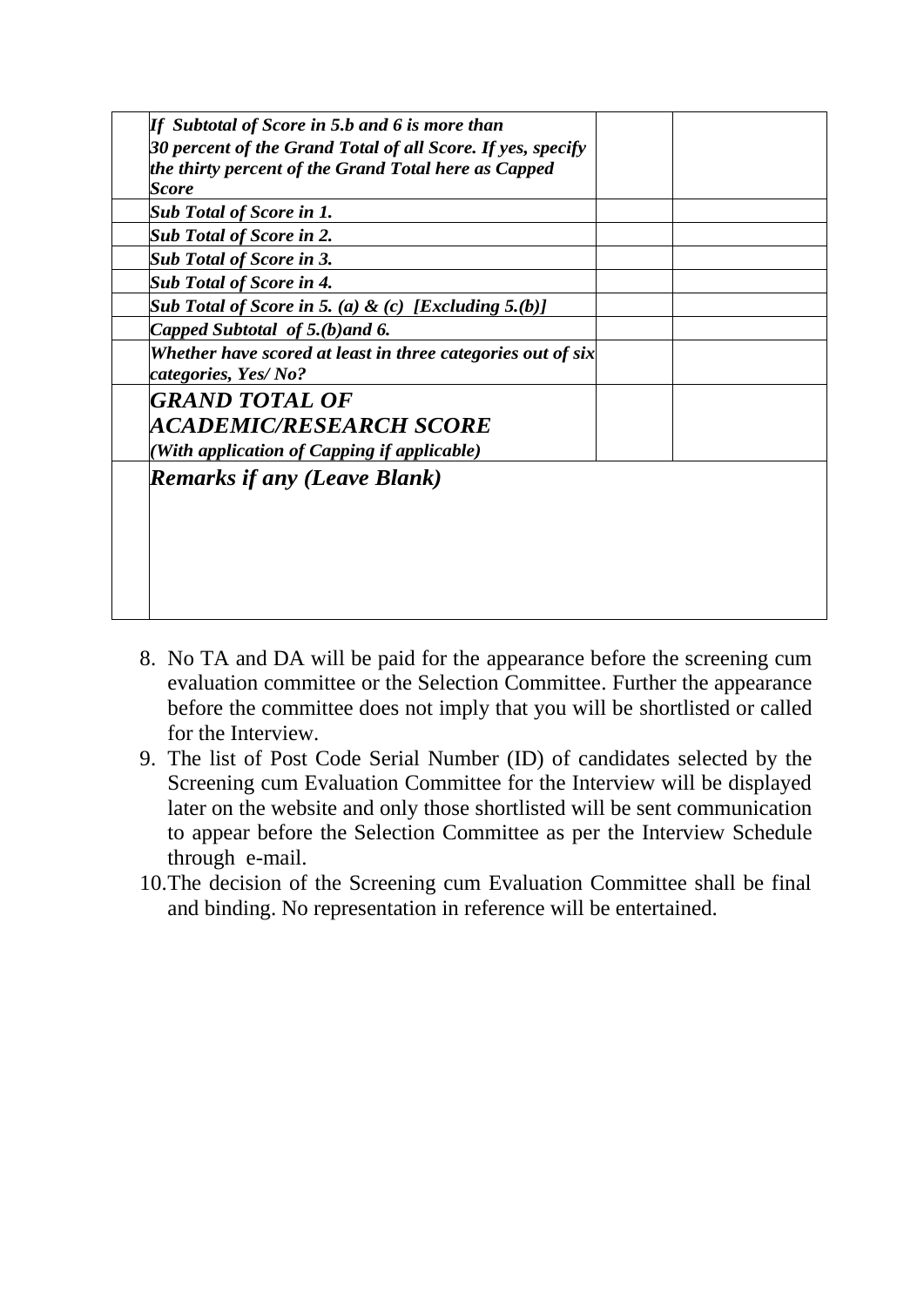| | | | |
|---|---|---|---|
| | ***If Subtotal of Score in 5.b and 6 is more than 30 percent of the Grand Total of all Score. If yes, specify the thirty percent of the Grand Total here as Capped Score*** | | |
| | ***Sub Total of Score in 1.*** | | |
| | ***Sub Total of Score in 2.*** | | |
| | ***Sub Total of Score in 3.*** | | |
| | ***Sub Total of Score in 4.*** | | |
| | ***Sub Total of Score in 5. (a) & (c) [Excluding 5.(b)]*** | | |
| | ***Capped Subtotal of 5.(b)and 6.*** | | |
| | ***Whether have scored at least in three categories out of six categories, Yes/ No?*** | | |
| | ***GRAND TOTAL OF ACADEMIC/RESEARCH SCORE*** ***(With application of Capping if applicable)*** | | |
| | ***Remarks if any (Leave Blank)*** | | |

8. No TA and DA will be paid for the appearance before the screening cum evaluation committee or the Selection Committee. Further the appearance before the committee does not imply that you will be shortlisted or called for the Interview.
9. The list of Post Code Serial Number (ID) of candidates selected by the Screening cum Evaluation Committee for the Interview will be displayed later on the website and only those shortlisted will be sent communication to appear before the Selection Committee as per the Interview Schedule through e-mail.
10. The decision of the Screening cum Evaluation Committee shall be final and binding. No representation in reference will be entertained.